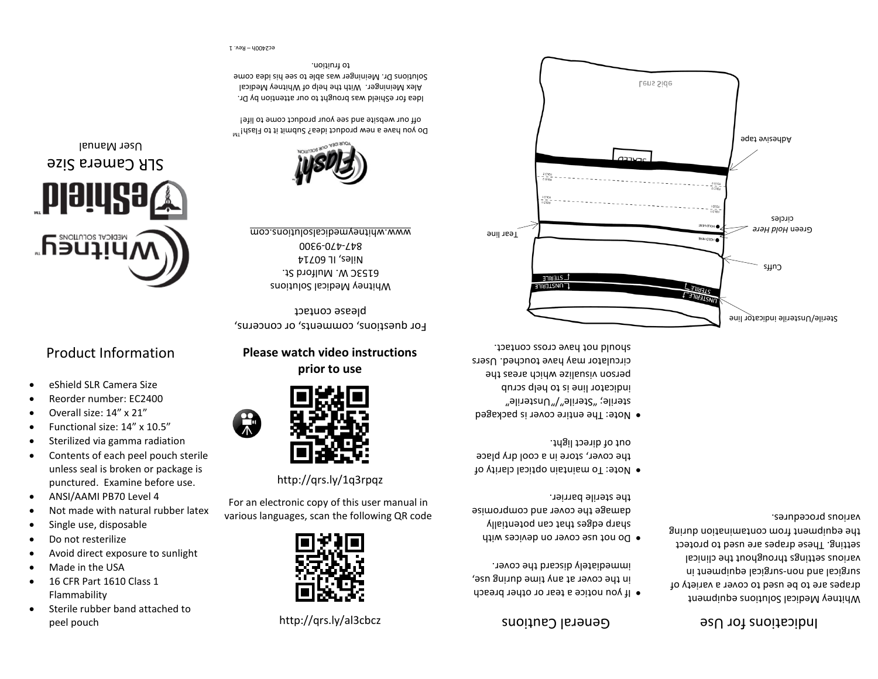# Whitney™ Medical Solutions

# eShield™

## SLR Camera Size

User Manual

For questions, comments, or concerns, please contact

Whitney Medical Solutions
6153C W. Mulford St.
Niles, IL 60714
847-470-9300
www.whitneymedicalsolutions.com

Do you have a new product idea? Submit it to Flash!™ off our website and see your product come to life!

Idea for eShield was brought to our attention by Dr. Alex Meininger. With the help of Whitney Medical Solutions Dr. Meininger was able to see his idea come to fruition.

ec2400h – Rev. 1

Lens Side

SEALED

Adhesive tape

FOLD 1
FOLD 2

Green Hold Here circles

HOLD HERE

Tear line

Cuffs

STERILE
UNSTERILE

Sterile/Unsterile indicator line

## Product Information

- eShield SLR Camera Size
- Reorder number: EC2400
- Overall size: 14" x 21"
- Functional size: 14" x 10.5"
- Sterilized via gamma radiation
- Contents of each peel pouch sterile unless seal is broken or package is punctured. Examine before use.
- ANSI/AAMI PB70 Level 4
- Not made with natural rubber latex
- Single use, disposable
- Do not resterilize
- Avoid direct exposure to sunlight
- Made in the USA
- 16 CFR Part 1610 Class 1 Flammability
- Sterile rubber band attached to peel pouch

**Please watch video instructions prior to use**

http://qrs.ly/1q3rpqz

For an electronic copy of this user manual in various languages, scan the following QR code

http://qrs.ly/al3cbcz

## General Cautions

- If you notice a tear or other breach in the cover at any time during use, immediately discard the cover.
- Do not use cover on devices with sharp edges that can potentially damage the cover and compromise the sterile barrier.
- Note: To maintain optical clarity of the cover, store in a cool dry place out of direct light.
- Note: The entire cover is packaged sterile; "Sterile"/"Unsterile" indicator line is to help scrub person visualize which areas the circulator may have touched. Users should not have cross contact.

## Indications for Use

Whitney Medical Solutions equipment drapes are to be used to cover a variety of surgical and non-surgical equipment in various settings throughout the clinical setting. These drapes are used to protect the equipment from contamination during various procedures.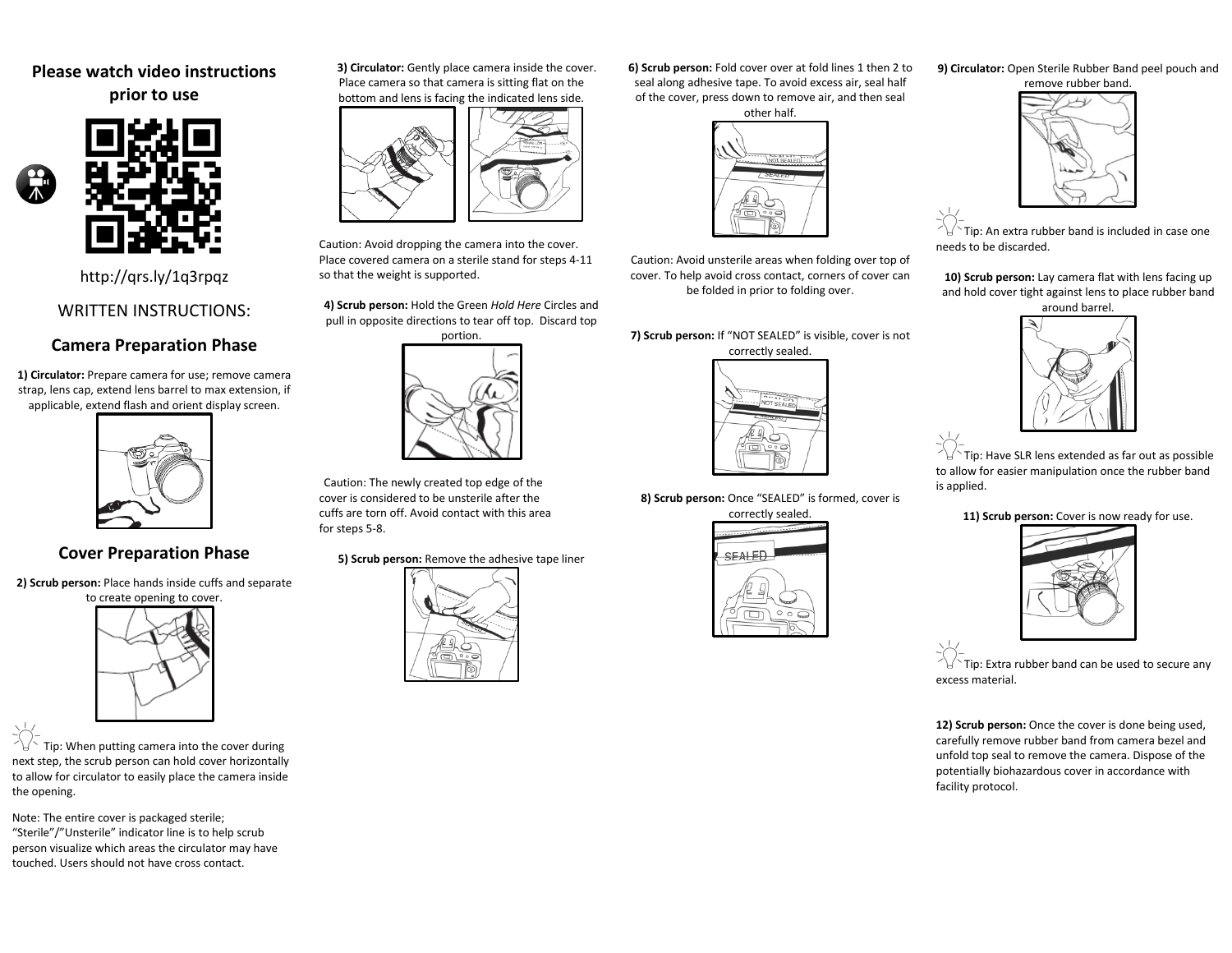## Please watch video instructions prior to use

http://qrs.ly/1q3rpqz

WRITTEN INSTRUCTIONS:

## Camera Preparation Phase

**1) Circulator:** Prepare camera for use; remove camera strap, lens cap, extend lens barrel to max extension, if applicable, extend flash and orient display screen.

## Cover Preparation Phase

**2) Scrub person:** Place hands inside cuffs and separate to create opening to cover.

Tip: When putting camera into the cover during next step, the scrub person can hold cover horizontally to allow for circulator to easily place the camera inside the opening.

Note: The entire cover is packaged sterile; "Sterile"/"Unsterile" indicator line is to help scrub person visualize which areas the circulator may have touched. Users should not have cross contact.

**3) Circulator:** Gently place camera inside the cover. Place camera so that camera is sitting flat on the bottom and lens is facing the indicated lens side.

Caution: Avoid dropping the camera into the cover. Place covered camera on a sterile stand for steps 4-11 so that the weight is supported.

**4) Scrub person:** Hold the Green *Hold Here* Circles and pull in opposite directions to tear off top. Discard top portion.

Caution: The newly created top edge of the cover is considered to be unsterile after the cuffs are torn off. Avoid contact with this area for steps 5-8.

**5) Scrub person:** Remove the adhesive tape liner

**6) Scrub person:** Fold cover over at fold lines 1 then 2 to seal along adhesive tape. To avoid excess air, seal half of the cover, press down to remove air, and then seal other half.

Caution: Avoid unsterile areas when folding over top of cover. To help avoid cross contact, corners of cover can be folded in prior to folding over.

**7) Scrub person:** If "NOT SEALED" is visible, cover is not correctly sealed.

**8) Scrub person:** Once "SEALED" is formed, cover is correctly sealed.

**9) Circulator:** Open Sterile Rubber Band peel pouch and remove rubber band.

Tip: An extra rubber band is included in case one needs to be discarded.

**10) Scrub person:** Lay camera flat with lens facing up and hold cover tight against lens to place rubber band around barrel.

Tip: Have SLR lens extended as far out as possible to allow for easier manipulation once the rubber band is applied.

**11) Scrub person:** Cover is now ready for use.

Tip: Extra rubber band can be used to secure any excess material.

**12) Scrub person:** Once the cover is done being used, carefully remove rubber band from camera bezel and unfold top seal to remove the camera. Dispose of the potentially biohazardous cover in accordance with facility protocol.